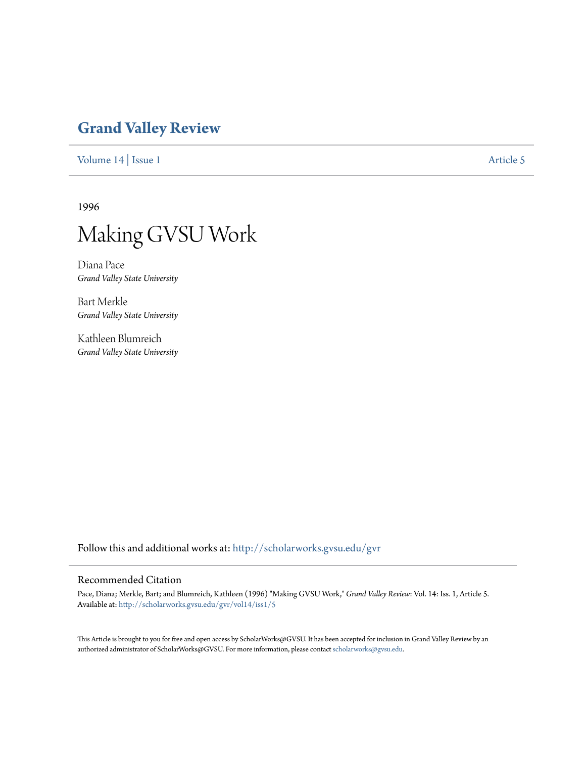# Grand Valley Review

Volume 14 | Issue 1 Article 5

1996

## Making GVSU Work

Diana Pace
*Grand Valley State University*

Bart Merkle
*Grand Valley State University*

Kathleen Blumreich
*Grand Valley State University*

Follow this and additional works at: http://scholarworks.gvsu.edu/gvr

### Recommended Citation

Pace, Diana; Merkle, Bart; and Blumreich, Kathleen (1996) "Making GVSU Work," *Grand Valley Review*: Vol. 14: Iss. 1, Article 5.
Available at: http://scholarworks.gvsu.edu/gvr/vol14/iss1/5

This Article is brought to you for free and open access by ScholarWorks@GVSU. It has been accepted for inclusion in Grand Valley Review by an authorized administrator of ScholarWorks@GVSU. For more information, please contact scholarworks@gvsu.edu.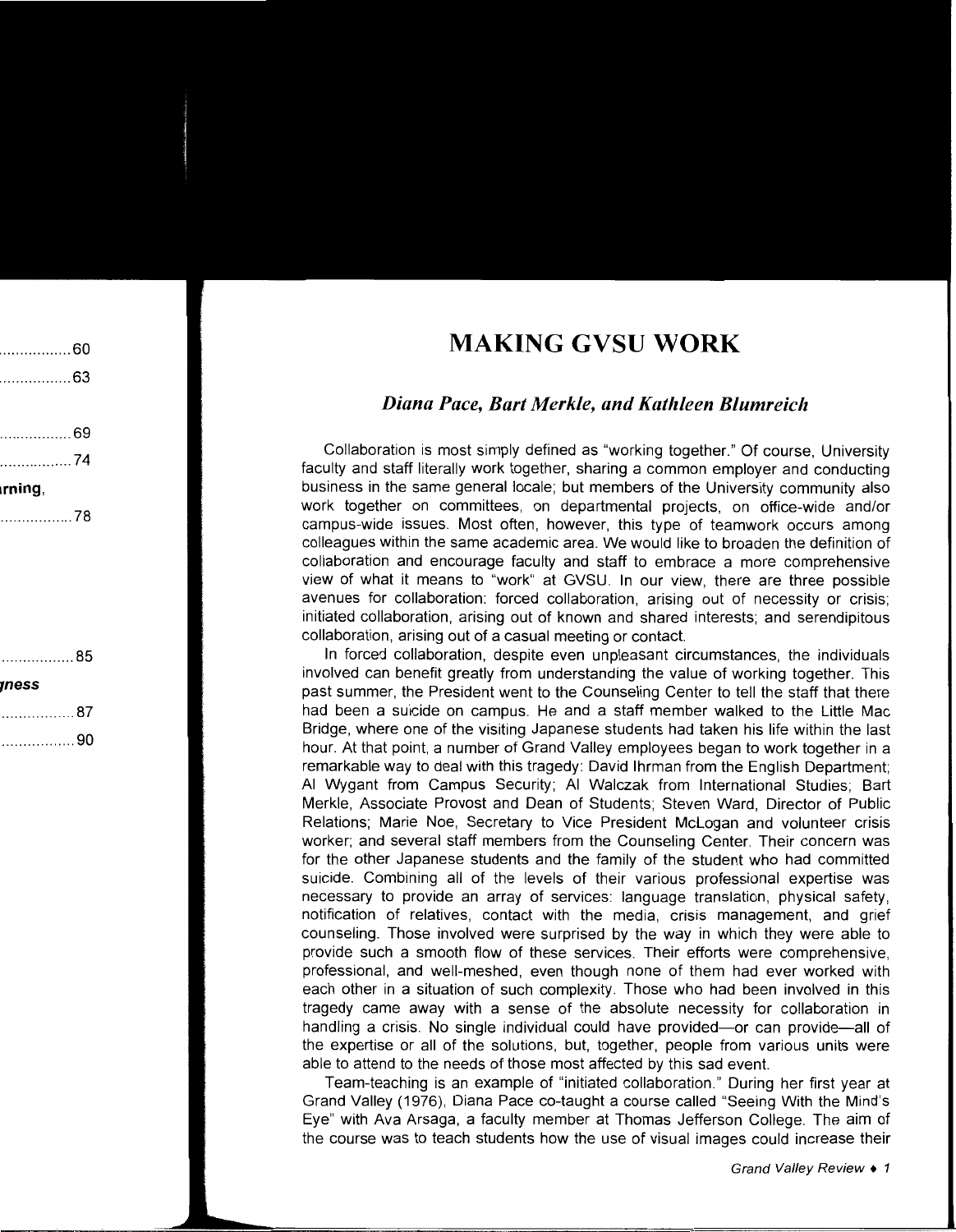# MAKING GVSU WORK

### *Diana Pace, Bart Merkle, and Kathleen Blumreich*

Collaboration is most simply defined as "working together." Of course, University faculty and staff literally work together, sharing a common employer and conducting business in the same general locale; but members of the University community also work together on committees, on departmental projects, on office-wide and/or campus-wide issues. Most often, however, this type of teamwork occurs among colleagues within the same academic area. We would like to broaden the definition of collaboration and encourage faculty and staff to embrace a more comprehensive view of what it means to "work" at GVSU. In our view, there are three possible avenues for collaboration: forced collaboration, arising out of necessity or crisis; initiated collaboration, arising out of known and shared interests; and serendipitous collaboration, arising out of a casual meeting or contact.

In forced collaboration, despite even unpleasant circumstances, the individuals involved can benefit greatly from understanding the value of working together. This past summer, the President went to the Counseling Center to tell the staff that there had been a suicide on campus. He and a staff member walked to the Little Mac Bridge, where one of the visiting Japanese students had taken his life within the last hour. At that point, a number of Grand Valley employees began to work together in a remarkable way to deal with this tragedy: David Ihrman from the English Department; Al Wygant from Campus Security; Al Walczak from International Studies; Bart Merkle, Associate Provost and Dean of Students; Steven Ward, Director of Public Relations; Marie Noe, Secretary to Vice President McLogan and volunteer crisis worker; and several staff members from the Counseling Center. Their concern was for the other Japanese students and the family of the student who had committed suicide. Combining all of the levels of their various professional expertise was necessary to provide an array of services: language translation, physical safety, notification of relatives, contact with the media, crisis management, and grief counseling. Those involved were surprised by the way in which they were able to provide such a smooth flow of these services. Their efforts were comprehensive, professional, and well-meshed, even though none of them had ever worked with each other in a situation of such complexity. Those who had been involved in this tragedy came away with a sense of the absolute necessity for collaboration in handling a crisis. No single individual could have provided—or can provide—all of the expertise or all of the solutions, but, together, people from various units were able to attend to the needs of those most affected by this sad event.

Team-teaching is an example of "initiated collaboration." During her first year at Grand Valley (1976), Diana Pace co-taught a course called "Seeing With the Mind's Eye" with Ava Arsaga, a faculty member at Thomas Jefferson College. The aim of the course was to teach students how the use of visual images could increase their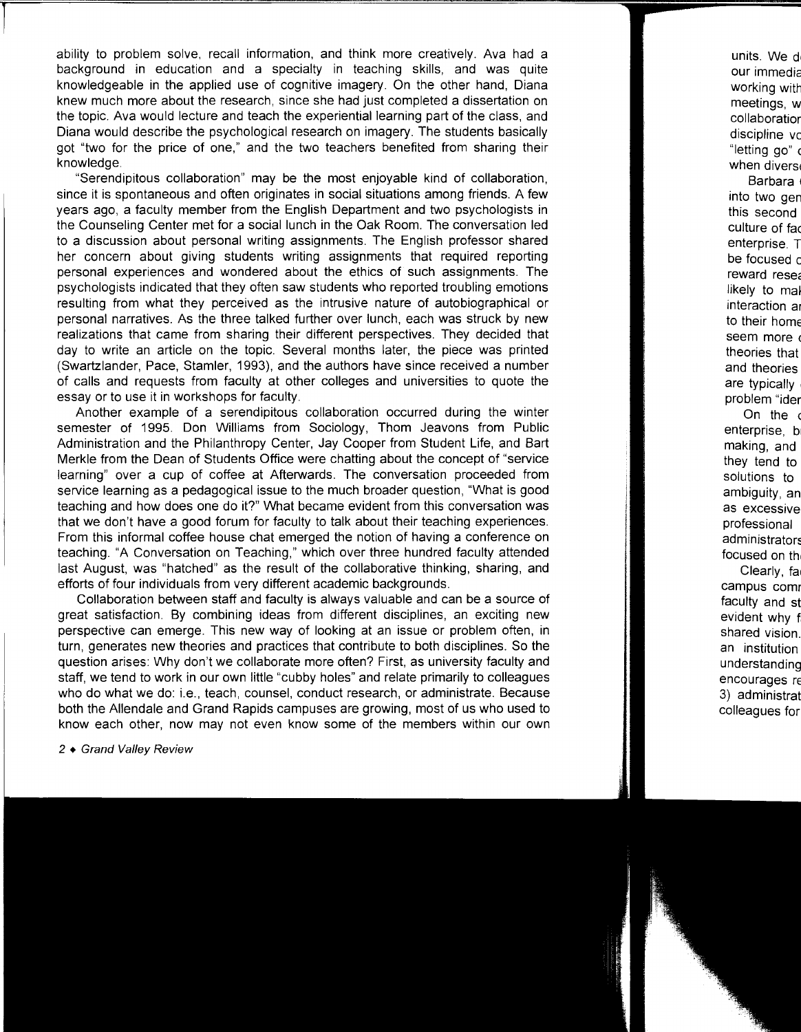ability to problem solve, recall information, and think more creatively. Ava had a background in education and a specialty in teaching skills, and was quite knowledgeable in the applied use of cognitive imagery. On the other hand, Diana knew much more about the research, since she had just completed a dissertation on the topic. Ava would lecture and teach the experiential learning part of the class, and Diana would describe the psychological research on imagery. The students basically got "two for the price of one," and the two teachers benefited from sharing their knowledge.

"Serendipitous collaboration" may be the most enjoyable kind of collaboration, since it is spontaneous and often originates in social situations among friends. A few years ago, a faculty member from the English Department and two psychologists in the Counseling Center met for a social lunch in the Oak Room. The conversation led to a discussion about personal writing assignments. The English professor shared her concern about giving students writing assignments that required reporting personal experiences and wondered about the ethics of such assignments. The psychologists indicated that they often saw students who reported troubling emotions resulting from what they perceived as the intrusive nature of autobiographical or personal narratives. As the three talked further over lunch, each was struck by new realizations that came from sharing their different perspectives. They decided that day to write an article on the topic. Several months later, the piece was printed (Swartzlander, Pace, Stamler, 1993), and the authors have since received a number of calls and requests from faculty at other colleges and universities to quote the essay or to use it in workshops for faculty.

Another example of a serendipitous collaboration occurred during the winter semester of 1995. Don Williams from Sociology, Thom Jeavons from Public Administration and the Philanthropy Center, Jay Cooper from Student Life, and Bart Merkle from the Dean of Students Office were chatting about the concept of "service learning" over a cup of coffee at Afterwards. The conversation proceeded from service learning as a pedagogical issue to the much broader question, "What is good teaching and how does one do it?" What became evident from this conversation was that we don't have a good forum for faculty to talk about their teaching experiences. From this informal coffee house chat emerged the notion of having a conference on teaching. "A Conversation on Teaching," which over three hundred faculty attended last August, was "hatched" as the result of the collaborative thinking, sharing, and efforts of four individuals from very different academic backgrounds.

Collaboration between staff and faculty is always valuable and can be a source of great satisfaction. By combining ideas from different disciplines, an exciting new perspective can emerge. This new way of looking at an issue or problem often, in turn, generates new theories and practices that contribute to both disciplines. So the question arises: Why don't we collaborate more often? First, as university faculty and staff, we tend to work in our own little "cubby holes" and relate primarily to colleagues who do what we do: i.e., teach, counsel, conduct research, or administrate. Because both the Allendale and Grand Rapids campuses are growing, most of us who used to know each other, now may not even know some of the members within our own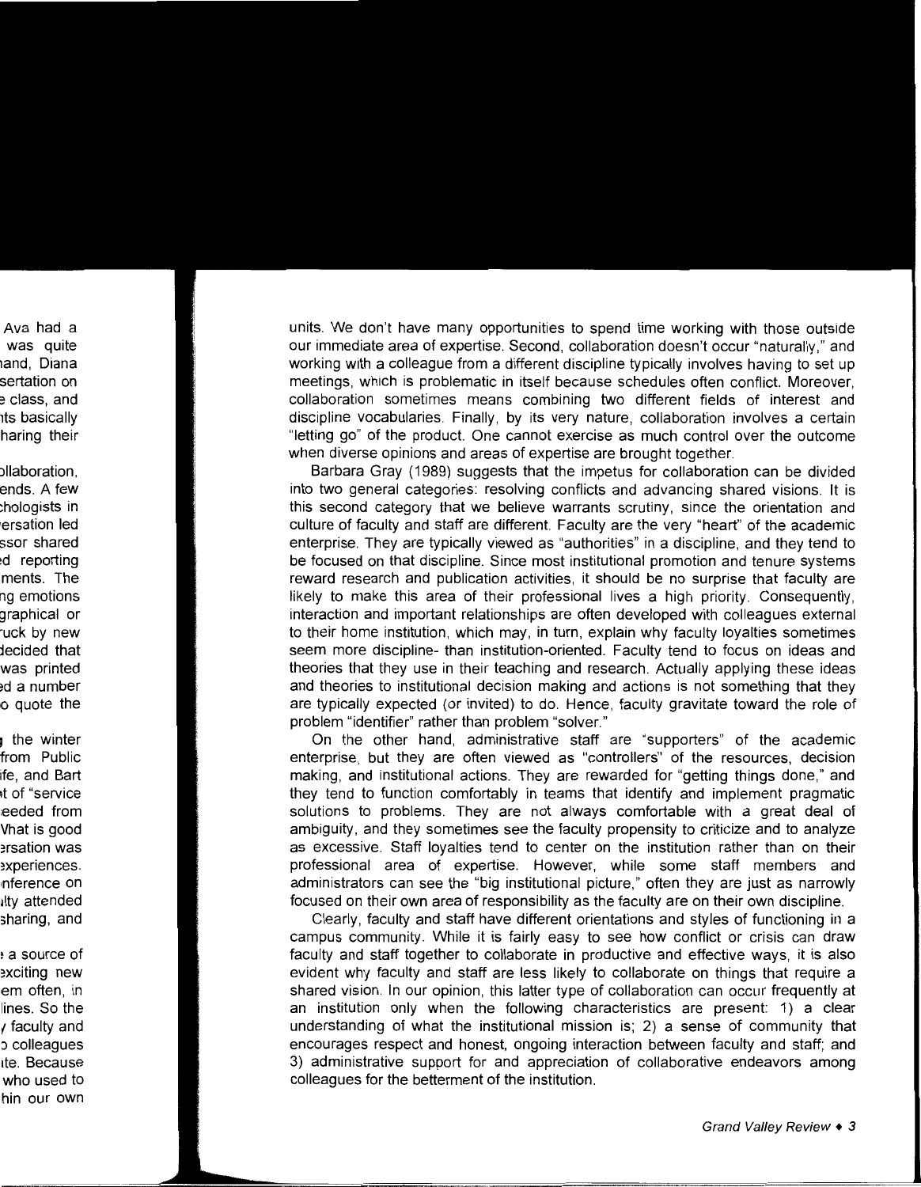units. We don't have many opportunities to spend time working with those outside our immediate area of expertise. Second, collaboration doesn't occur "naturally," and working with a colleague from a different discipline typically involves having to set up meetings, which is problematic in itself because schedules often conflict. Moreover, collaboration sometimes means combining two different fields of interest and discipline vocabularies. Finally, by its very nature, collaboration involves a certain "letting go" of the product. One cannot exercise as much control over the outcome when diverse opinions and areas of expertise are brought together.

Barbara Gray (1989) suggests that the impetus for collaboration can be divided into two general categories: resolving conflicts and advancing shared visions. It is this second category that we believe warrants scrutiny, since the orientation and culture of faculty and staff are different. Faculty are the very "heart" of the academic enterprise. They are typically viewed as "authorities" in a discipline, and they tend to be focused on that discipline. Since most institutional promotion and tenure systems reward research and publication activities, it should be no surprise that faculty are likely to make this area of their professional lives a high priority. Consequently, interaction and important relationships are often developed with colleagues external to their home institution, which may, in turn, explain why faculty loyalties sometimes seem more discipline- than institution-oriented. Faculty tend to focus on ideas and theories that they use in their teaching and research. Actually applying these ideas and theories to institutional decision making and actions is not something that they are typically expected (or invited) to do. Hence, faculty gravitate toward the role of problem "identifier" rather than problem "solver."

On the other hand, administrative staff are "supporters" of the academic enterprise, but they are often viewed as "controllers" of the resources, decision making, and institutional actions. They are rewarded for "getting things done," and they tend to function comfortably in teams that identify and implement pragmatic solutions to problems. They are not always comfortable with a great deal of ambiguity, and they sometimes see the faculty propensity to criticize and to analyze as excessive. Staff loyalties tend to center on the institution rather than on their professional area of expertise. However, while some staff members and administrators can see the "big institutional picture," often they are just as narrowly focused on their own area of responsibility as the faculty are on their own discipline.

Clearly, faculty and staff have different orientations and styles of functioning in a campus community. While it is fairly easy to see how conflict or crisis can draw faculty and staff together to collaborate in productive and effective ways, it is also evident why faculty and staff are less likely to collaborate on things that require a shared vision. In our opinion, this latter type of collaboration can occur frequently at an institution only when the following characteristics are present: 1) a clear understanding of what the institutional mission is; 2) a sense of community that encourages respect and honest, ongoing interaction between faculty and staff; and 3) administrative support for and appreciation of collaborative endeavors among colleagues for the betterment of the institution.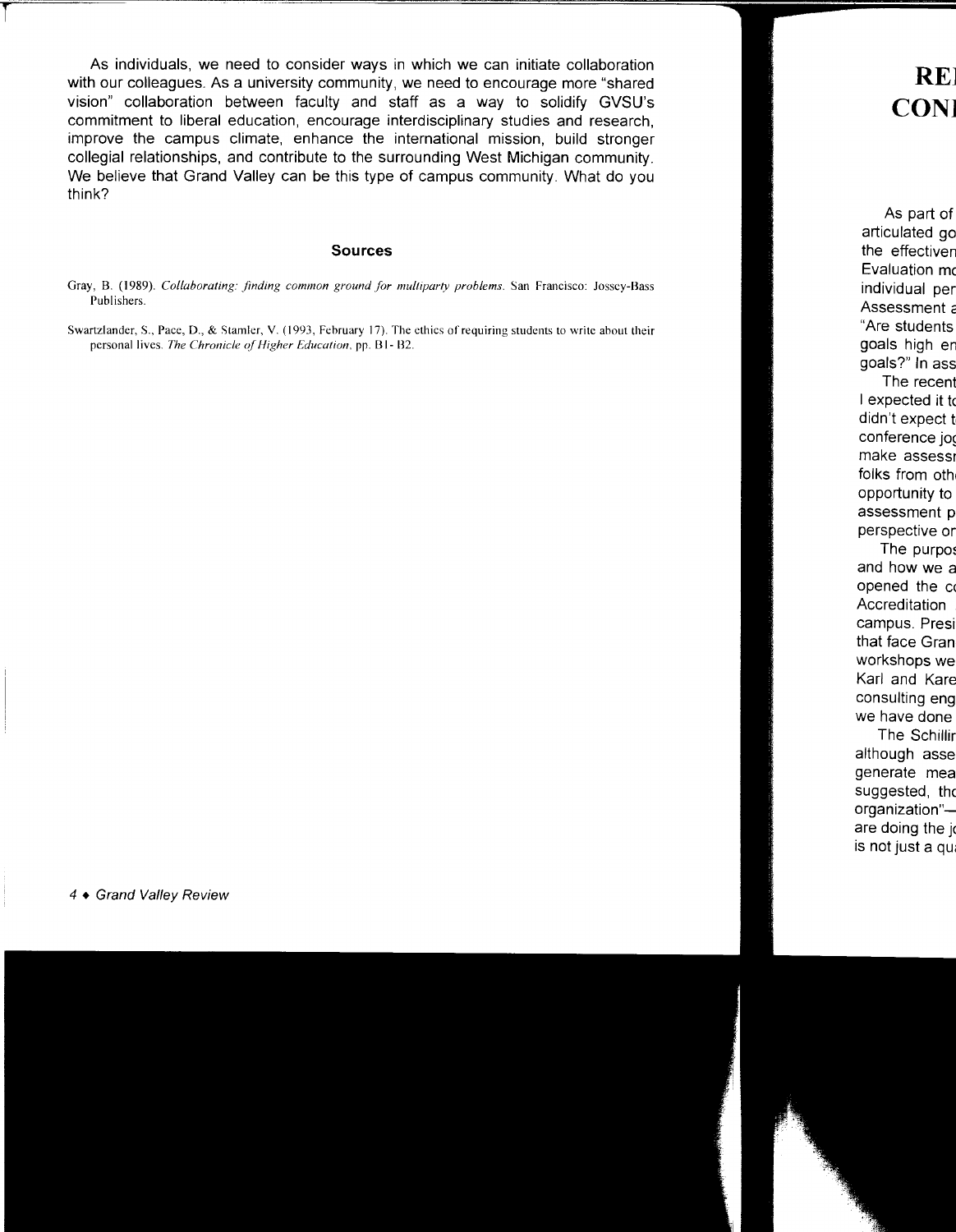As individuals, we need to consider ways in which we can initiate collaboration with our colleagues. As a university community, we need to encourage more "shared vision" collaboration between faculty and staff as a way to solidify GVSU's commitment to liberal education, encourage interdisciplinary studies and research, improve the campus climate, enhance the international mission, build stronger collegial relationships, and contribute to the surrounding West Michigan community. We believe that Grand Valley can be this type of campus community. What do you think?

## Sources

Gray, B. (1989). *Collaborating: finding common ground for multiparty problems.* San Francisco: Jossey-Bass Publishers.

Swartzlander, S., Pace, D., & Stamler, V. (1993, February 17). The ethics of requiring students to write about their personal lives. *The Chronicle of Higher Education*, pp. B1- B2.